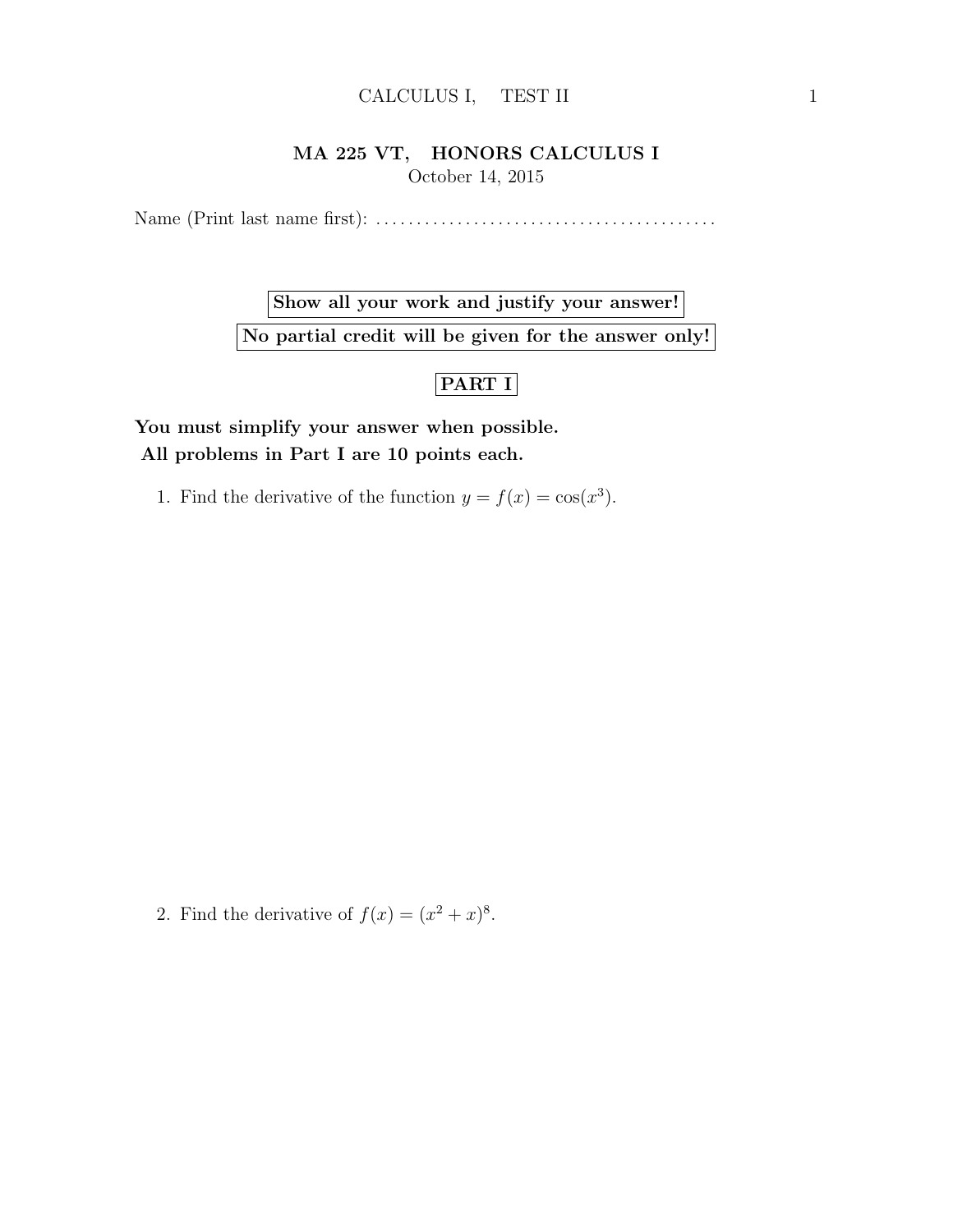# MA 225 VT, HONORS CALCULUS I

October 14, 2015

Name (Print last name first): ........................................

**Show all your work and justify your answer!**

**No partial credit will be given for the answer only!**

## PART I

**You must simplify your answer when possible.**
**All problems in Part I are 10 points each.**

1. Find the derivative of the function $y = f(x) = \cos(x^3)$.

2. Find the derivative of $f(x) = (x^2 + x)^8$.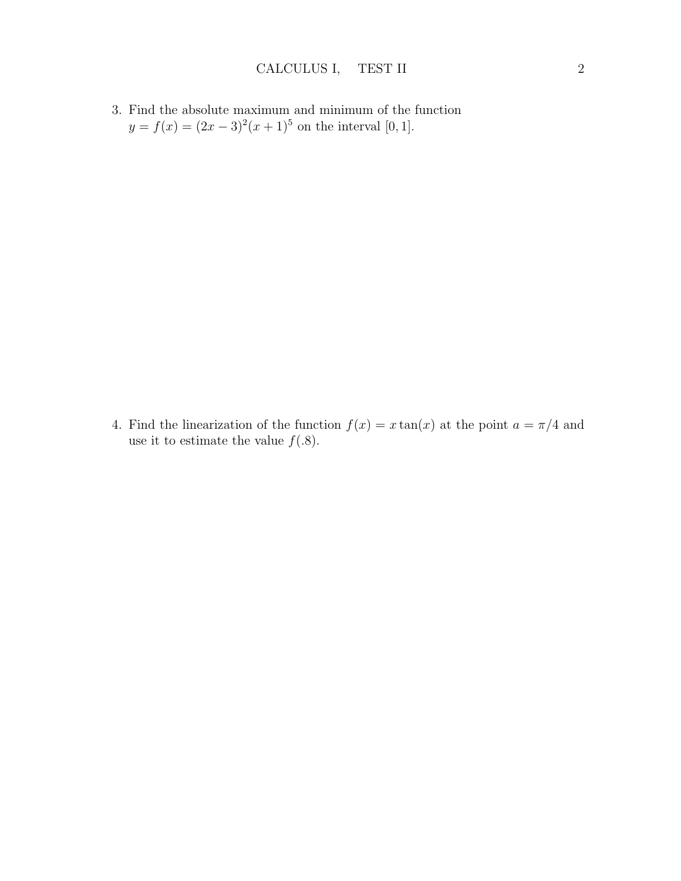3. Find the absolute maximum and minimum of the function $y = f(x) = (2x - 3)^2(x + 1)^5$ on the interval $[0, 1]$.

4. Find the linearization of the function $f(x) = x\tan(x)$ at the point $a = \pi/4$ and use it to estimate the value $f(.8)$.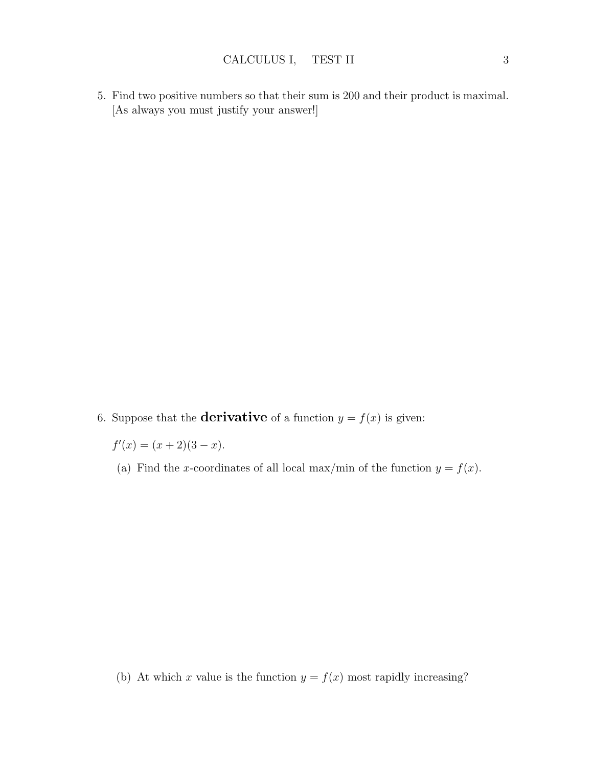5. Find two positive numbers so that their sum is 200 and their product is maximal. [As always you must justify your answer!]

6. Suppose that the **derivative** of a function $y = f(x)$ is given:

   $f'(x) = (x + 2)(3 - x)$.

   (a) Find the $x$-coordinates of all local max/min of the function $y = f(x)$.

   (b) At which $x$ value is the function $y = f(x)$ most rapidly increasing?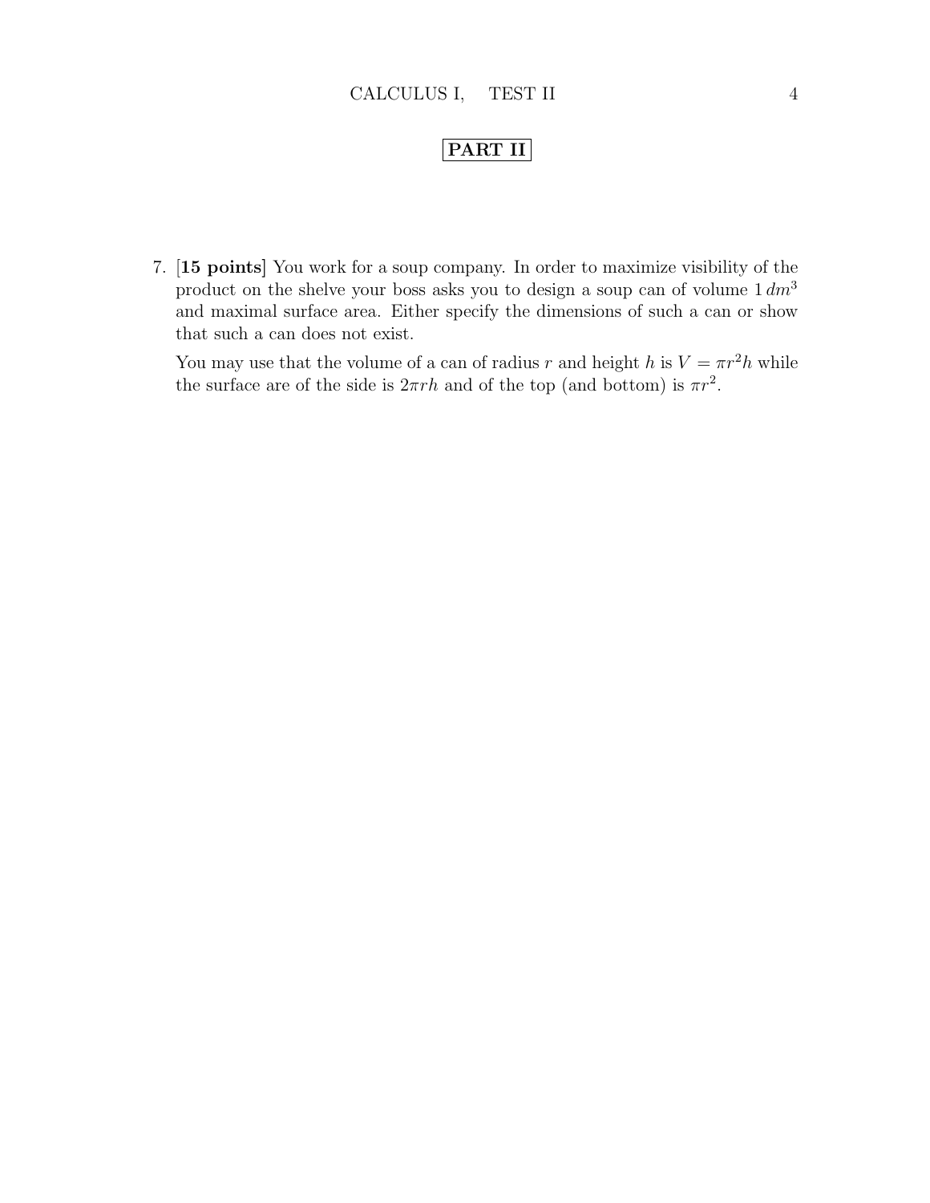**PART II**

7. [**15 points**] You work for a soup company. In order to maximize visibility of the product on the shelve your boss asks you to design a soup can of volume $1\,dm^3$ and maximal surface area. Either specify the dimensions of such a can or show that such a can does not exist.

   You may use that the volume of a can of radius $r$ and height $h$ is $V = \pi r^2 h$ while the surface are of the side is $2\pi r h$ and of the top (and bottom) is $\pi r^2$.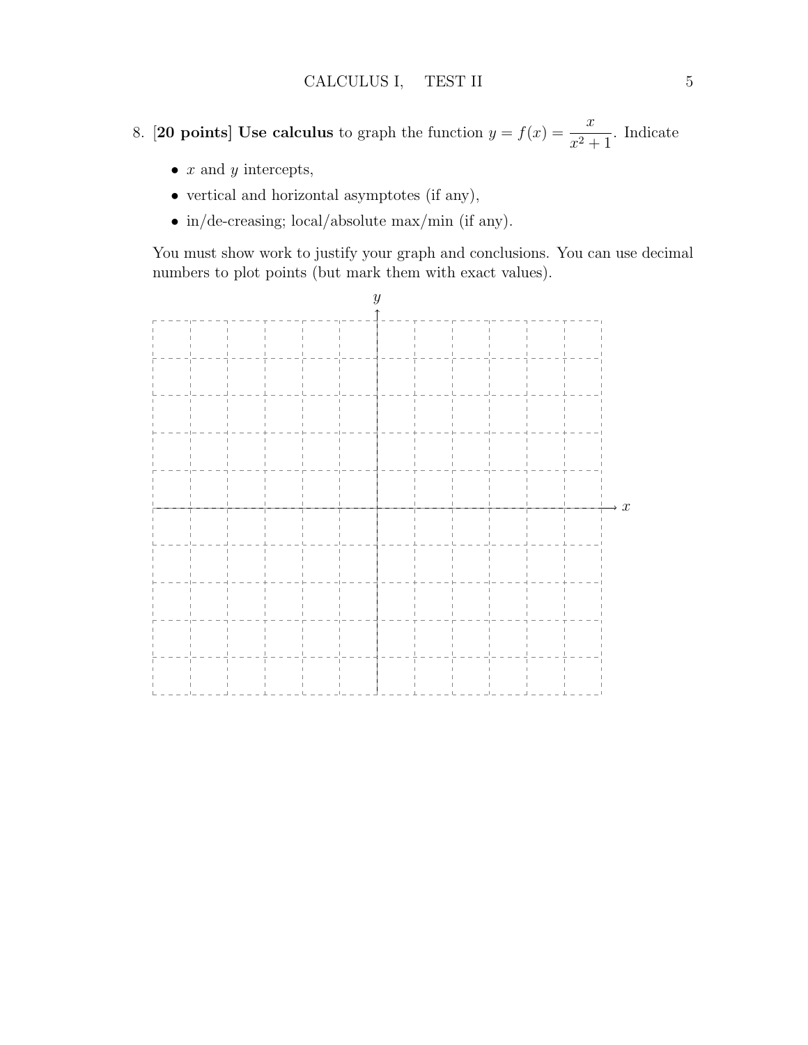8. **[20 points] Use calculus** to graph the function $y = f(x) = \dfrac{x}{x^2+1}$. Indicate

- $x$ and $y$ intercepts,
- vertical and horizontal asymptotes (if any),
- in/de-creasing; local/absolute max/min (if any).

You must show work to justify your graph and conclusions. You can use decimal numbers to plot points (but mark them with exact values).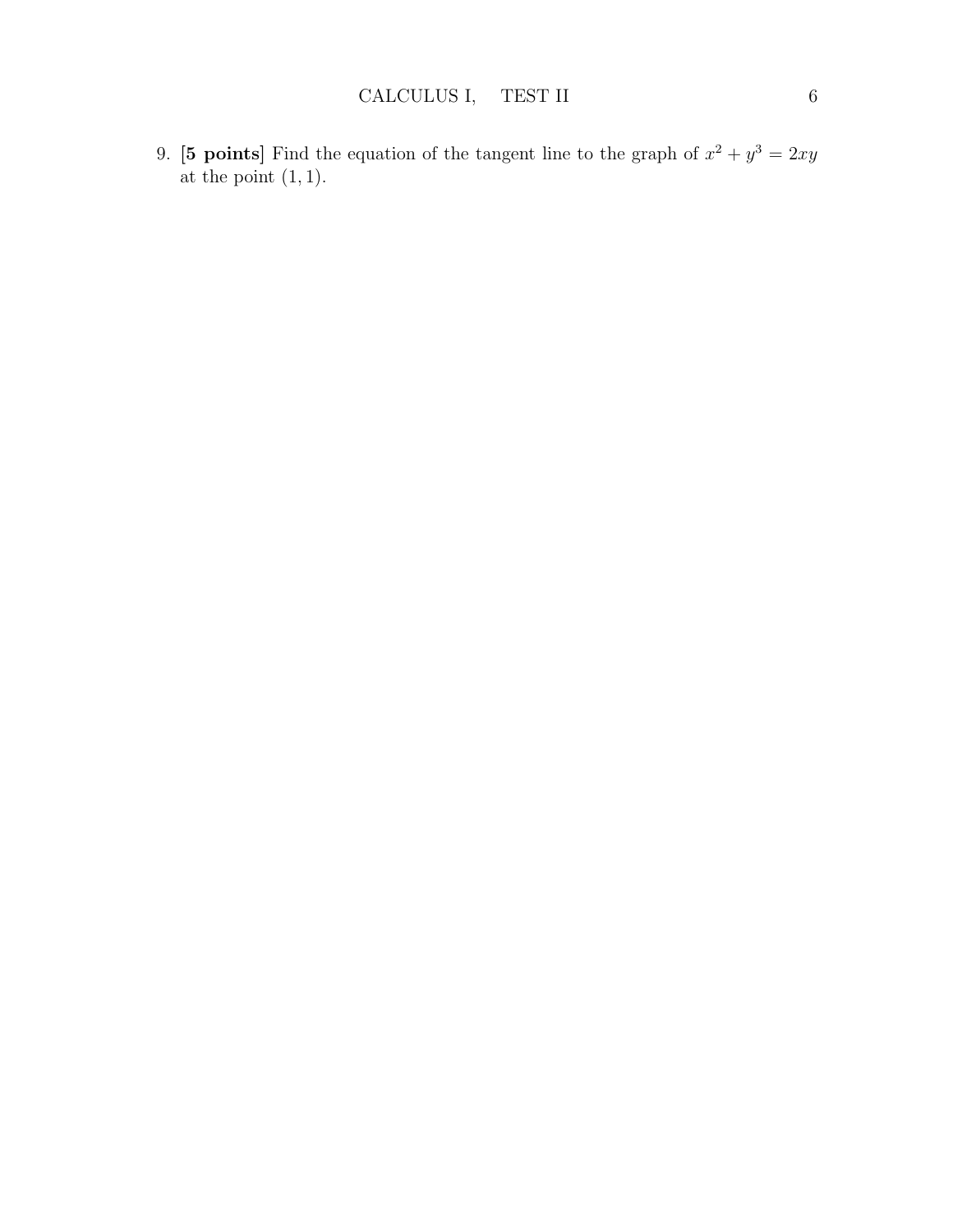9. **[5 points]** Find the equation of the tangent line to the graph of $x^2 + y^3 = 2xy$ at the point $(1, 1)$.